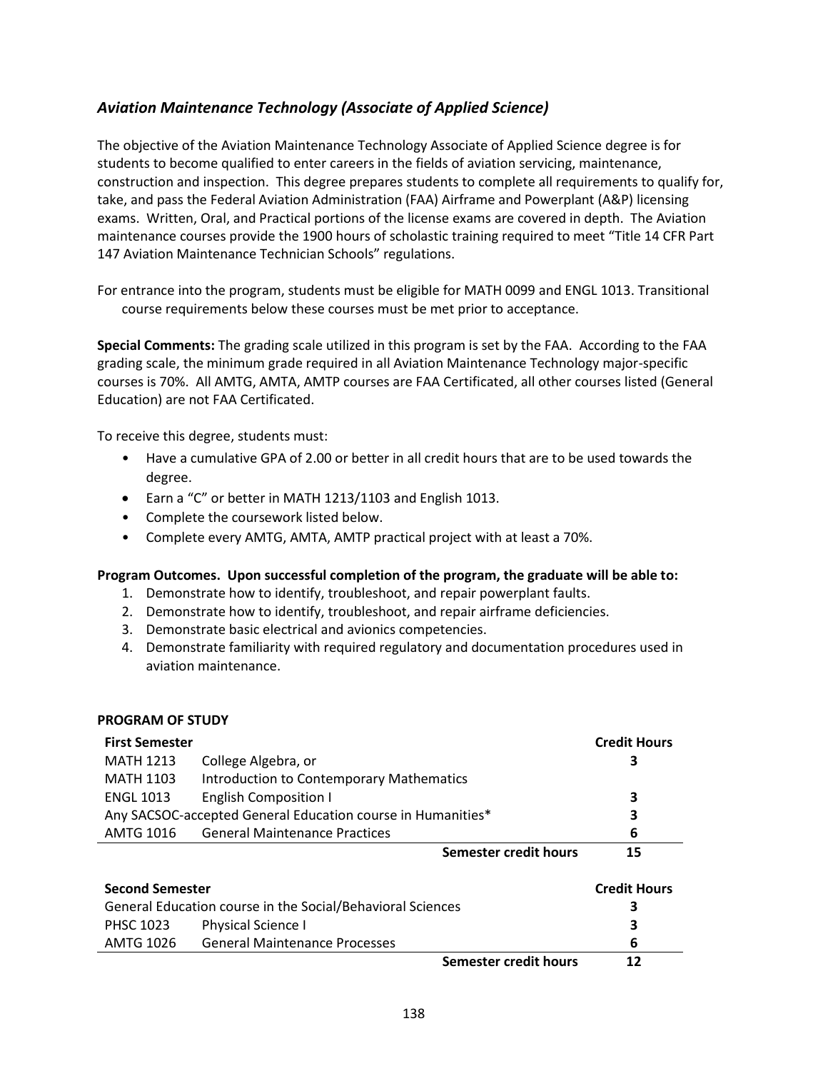## *Aviation Maintenance Technology (Associate of Applied Science)*

The objective of the Aviation Maintenance Technology Associate of Applied Science degree is for students to become qualified to enter careers in the fields of aviation servicing, maintenance, construction and inspection. This degree prepares students to complete all requirements to qualify for, take, and pass the Federal Aviation Administration (FAA) Airframe and Powerplant (A&P) licensing exams. Written, Oral, and Practical portions of the license exams are covered in depth. The Aviation maintenance courses provide the 1900 hours of scholastic training required to meet "Title 14 CFR Part 147 Aviation Maintenance Technician Schools" regulations.

For entrance into the program, students must be eligible for MATH 0099 and ENGL 1013. Transitional course requirements below these courses must be met prior to acceptance.

**Special Comments:** The grading scale utilized in this program is set by the FAA. According to the FAA grading scale, the minimum grade required in all Aviation Maintenance Technology major-specific courses is 70%. All AMTG, AMTA, AMTP courses are FAA Certificated, all other courses listed (General Education) are not FAA Certificated.

To receive this degree, students must:

- Have a cumulative GPA of 2.00 or better in all credit hours that are to be used towards the degree.
- Earn a "C" or better in MATH 1213/1103 and English 1013.
- Complete the coursework listed below.
- Complete every AMTG, AMTA, AMTP practical project with at least a 70%.

**Program Outcomes. Upon successful completion of the program, the graduate will be able to:**

1. Demonstrate how to identify, troubleshoot, and repair powerplant faults.
2. Demonstrate how to identify, troubleshoot, and repair airframe deficiencies.
3. Demonstrate basic electrical and avionics competencies.
4. Demonstrate familiarity with required regulatory and documentation procedures used in aviation maintenance.

**PROGRAM OF STUDY**

| **First Semester** | | **Credit Hours** |
|---|---|---|
| MATH 1213 | College Algebra, or | 3 |
| MATH 1103 | Introduction to Contemporary Mathematics | |
| ENGL 1013 | English Composition I | 3 |
| Any SACSOC-accepted General Education course in Humanities* | | 3 |
| AMTG 1016 | General Maintenance Practices | 6 |
| | **Semester credit hours** | **15** |

| **Second Semester** | | **Credit Hours** |
|---|---|---|
| General Education course in the Social/Behavioral Sciences | | 3 |
| PHSC 1023 | Physical Science I | 3 |
| AMTG 1026 | General Maintenance Processes | 6 |
| | **Semester credit hours** | **12** |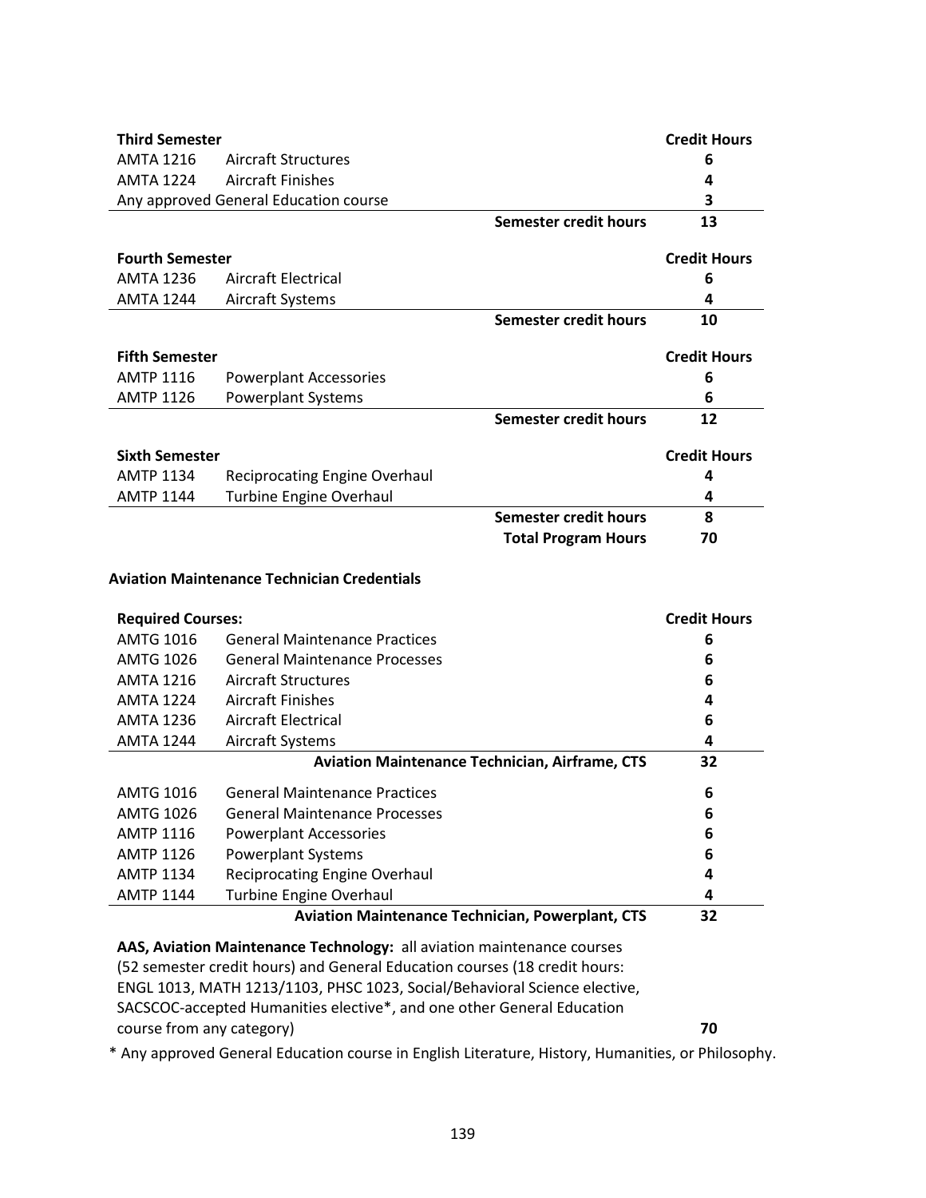| Third Semester | | | Credit Hours |
|---|---|---|---|
| AMTA 1216 | Aircraft Structures | | 6 |
| AMTA 1224 | Aircraft Finishes | | 4 |
| Any approved General Education course | | | 3 |
| | | **Semester credit hours** | **13** |

| Fourth Semester | | | Credit Hours |
|---|---|---|---|
| AMTA 1236 | Aircraft Electrical | | 6 |
| AMTA 1244 | Aircraft Systems | | 4 |
| | | **Semester credit hours** | **10** |

| Fifth Semester | | | Credit Hours |
|---|---|---|---|
| AMTP 1116 | Powerplant Accessories | | 6 |
| AMTP 1126 | Powerplant Systems | | 6 |
| | | **Semester credit hours** | **12** |

| Sixth Semester | | | Credit Hours |
|---|---|---|---|
| AMTP 1134 | Reciprocating Engine Overhaul | | 4 |
| AMTP 1144 | Turbine Engine Overhaul | | 4 |
| | | **Semester credit hours** | **8** |
| | | **Total Program Hours** | **70** |

### Aviation Maintenance Technician Credentials

| Required Courses: | | Credit Hours |
|---|---|---|
| AMTG 1016 | General Maintenance Practices | 6 |
| AMTG 1026 | General Maintenance Processes | 6 |
| AMTA 1216 | Aircraft Structures | 6 |
| AMTA 1224 | Aircraft Finishes | 4 |
| AMTA 1236 | Aircraft Electrical | 6 |
| AMTA 1244 | Aircraft Systems | 4 |
| | **Aviation Maintenance Technician, Airframe, CTS** | **32** |
| AMTG 1016 | General Maintenance Practices | 6 |
| AMTG 1026 | General Maintenance Processes | 6 |
| AMTP 1116 | Powerplant Accessories | 6 |
| AMTP 1126 | Powerplant Systems | 6 |
| AMTP 1134 | Reciprocating Engine Overhaul | 4 |
| AMTP 1144 | Turbine Engine Overhaul | 4 |
| | **Aviation Maintenance Technician, Powerplant, CTS** | **32** |

**AAS, Aviation Maintenance Technology:** all aviation maintenance courses (52 semester credit hours) and General Education courses (18 credit hours: ENGL 1013, MATH 1213/1103, PHSC 1023, Social/Behavioral Science elective, SACSCOC-accepted Humanities elective*, and one other General Education course from any category) **70**

* Any approved General Education course in English Literature, History, Humanities, or Philosophy.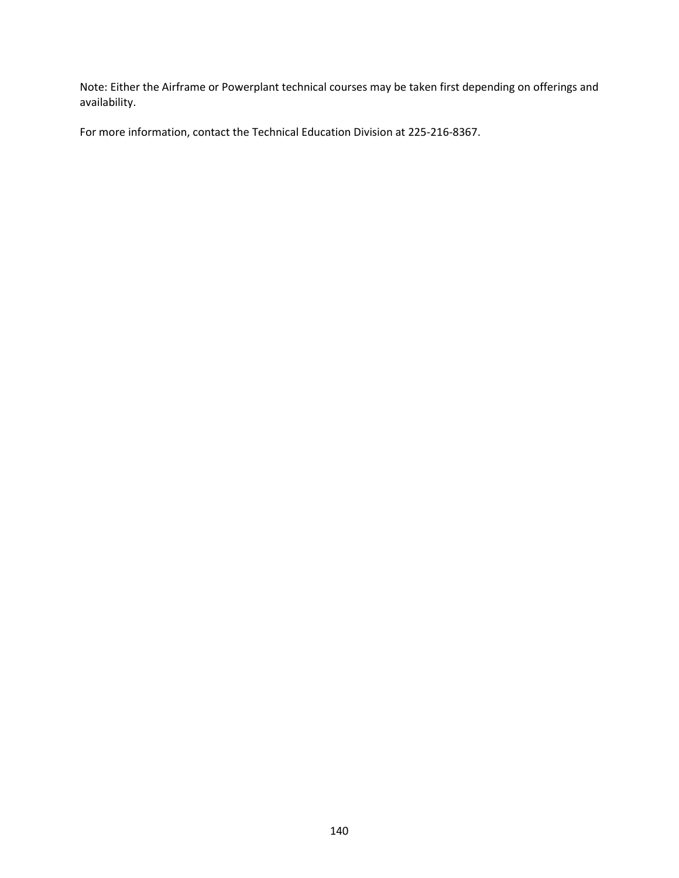Note: Either the Airframe or Powerplant technical courses may be taken first depending on offerings and availability.

For more information, contact the Technical Education Division at 225-216-8367.